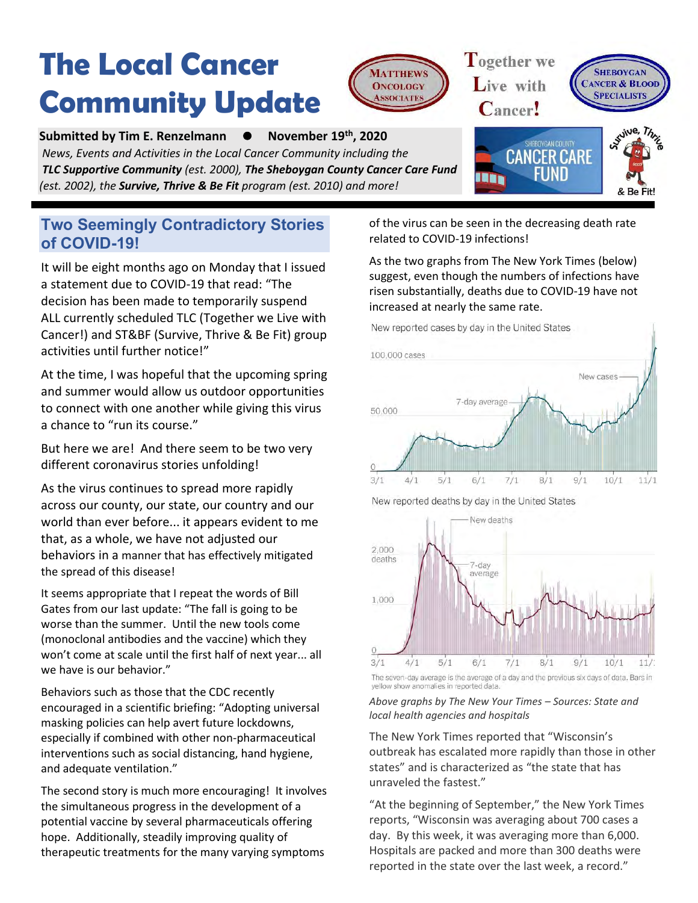# The Local Cancer Community Update

**Submitted by Tim E. Renzelmann ● November 19th, 2020**

*News, Events and Activities in the Local Cancer Community including the* ***TLC Supportive Community*** *(est. 2000),* ***The Sheboygan County Cancer Care Fund*** *(est. 2002), the* ***Survive, Thrive & Be Fit*** *program (est. 2010) and more!*

## Two Seemingly Contradictory Stories of COVID-19!

It will be eight months ago on Monday that I issued a statement due to COVID-19 that read: "The decision has been made to temporarily suspend ALL currently scheduled TLC (Together we Live with Cancer!) and ST&BF (Survive, Thrive & Be Fit) group activities until further notice!"

At the time, I was hopeful that the upcoming spring and summer would allow us outdoor opportunities to connect with one another while giving this virus a chance to "run its course."

But here we are! And there seem to be two very different coronavirus stories unfolding!

As the virus continues to spread more rapidly across our county, our state, our country and our world than ever before... it appears evident to me that, as a whole, we have not adjusted our behaviors in a manner that has effectively mitigated the spread of this disease!

It seems appropriate that I repeat the words of Bill Gates from our last update: "The fall is going to be worse than the summer. Until the new tools come (monoclonal antibodies and the vaccine) which they won't come at scale until the first half of next year... all we have is our behavior."

Behaviors such as those that the CDC recently encouraged in a scientific briefing: "Adopting universal masking policies can help avert future lockdowns, especially if combined with other non-pharmaceutical interventions such as social distancing, hand hygiene, and adequate ventilation."

The second story is much more encouraging! It involves the simultaneous progress in the development of a potential vaccine by several pharmaceuticals offering hope. Additionally, steadily improving quality of therapeutic treatments for the many varying symptoms of the virus can be seen in the decreasing death rate related to COVID-19 infections!

As the two graphs from The New York Times (below) suggest, even though the numbers of infections have risen substantially, deaths due to COVID-19 have not increased at nearly the same rate.

The seven-day average is the average of a day and the previous six days of data. Bars in yellow show anomalies in reported data.

*Above graphs by The New Your Times – Sources: State and local health agencies and hospitals*

The New York Times reported that "Wisconsin's outbreak has escalated more rapidly than those in other states" and is characterized as "the state that has unraveled the fastest."

"At the beginning of September," the New York Times reports, "Wisconsin was averaging about 700 cases a day. By this week, it was averaging more than 6,000. Hospitals are packed and more than 300 deaths were reported in the state over the last week, a record."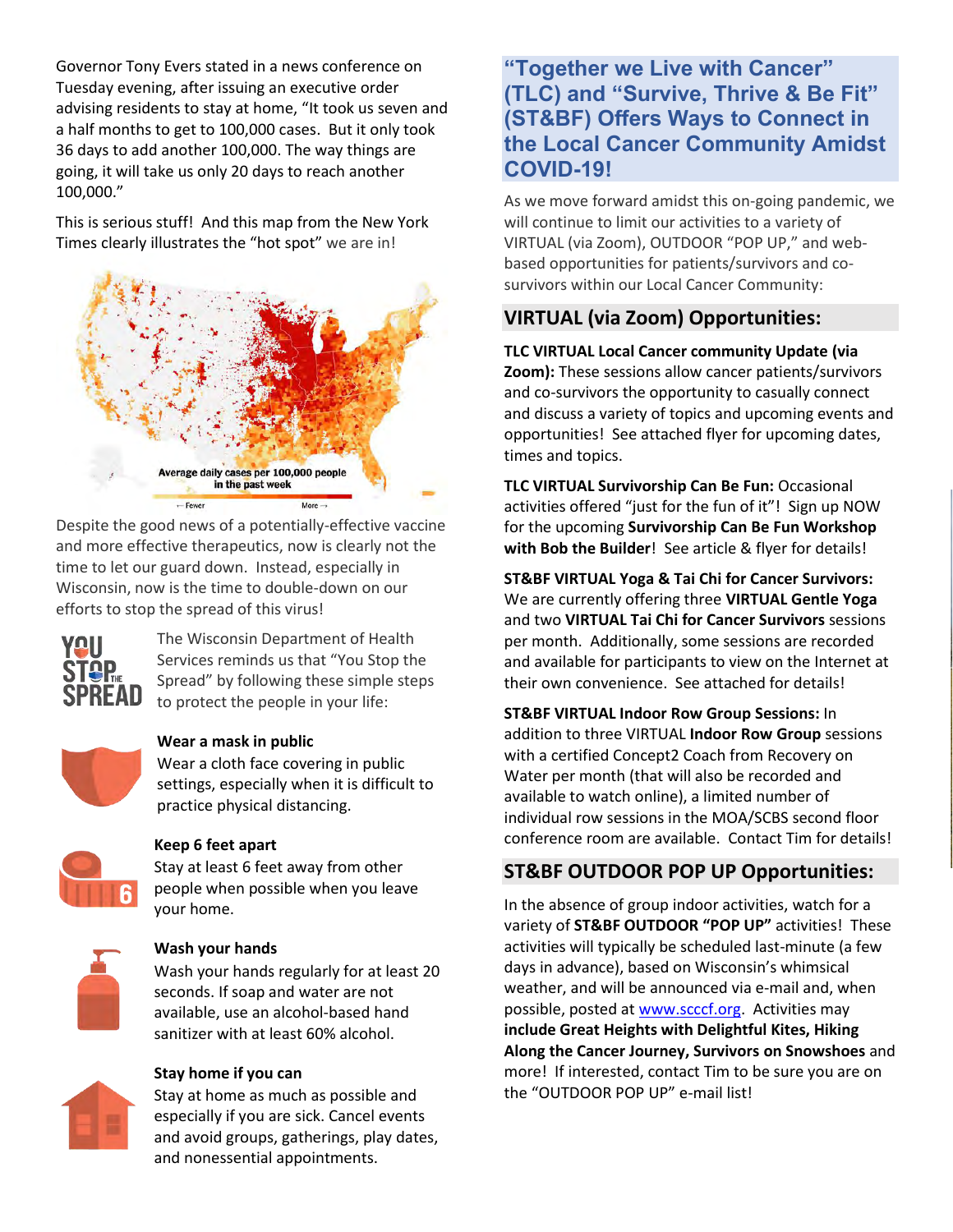Governor Tony Evers stated in a news conference on Tuesday evening, after issuing an executive order advising residents to stay at home, "It took us seven and a half months to get to 100,000 cases. But it only took 36 days to add another 100,000. The way things are going, it will take us only 20 days to reach another 100,000."

This is serious stuff! And this map from the New York Times clearly illustrates the "hot spot" we are in!

Average daily cases per 100,000 people in the past week

← Fewer More →

Despite the good news of a potentially-effective vaccine and more effective therapeutics, now is clearly not the time to let our guard down. Instead, especially in Wisconsin, now is the time to double-down on our efforts to stop the spread of this virus!

YOU STOP THE SPREAD

The Wisconsin Department of Health Services reminds us that "You Stop the Spread" by following these simple steps to protect the people in your life:

**Wear a mask in public**
Wear a cloth face covering in public settings, especially when it is difficult to practice physical distancing.

**Keep 6 feet apart**
Stay at least 6 feet away from other people when possible when you leave your home.

**Wash your hands**
Wash your hands regularly for at least 20 seconds. If soap and water are not available, use an alcohol-based hand sanitizer with at least 60% alcohol.

**Stay home if you can**
Stay at home as much as possible and especially if you are sick. Cancel events and avoid groups, gatherings, play dates, and nonessential appointments.

## "Together we Live with Cancer" (TLC) and "Survive, Thrive & Be Fit" (ST&BF) Offers Ways to Connect in the Local Cancer Community Amidst COVID-19!

As we move forward amidst this on-going pandemic, we will continue to limit our activities to a variety of VIRTUAL (via Zoom), OUTDOOR "POP UP," and web-based opportunities for patients/survivors and co-survivors within our Local Cancer Community:

### VIRTUAL (via Zoom) Opportunities:

**TLC VIRTUAL Local Cancer community Update (via Zoom):** These sessions allow cancer patients/survivors and co-survivors the opportunity to casually connect and discuss a variety of topics and upcoming events and opportunities! See attached flyer for upcoming dates, times and topics.

**TLC VIRTUAL Survivorship Can Be Fun:** Occasional activities offered "just for the fun of it"! Sign up NOW for the upcoming **Survivorship Can Be Fun Workshop with Bob the Builder**! See article & flyer for details!

**ST&BF VIRTUAL Yoga & Tai Chi for Cancer Survivors:** We are currently offering three **VIRTUAL Gentle Yoga** and two **VIRTUAL Tai Chi for Cancer Survivors** sessions per month. Additionally, some sessions are recorded and available for participants to view on the Internet at their own convenience. See attached for details!

**ST&BF VIRTUAL Indoor Row Group Sessions:** In addition to three VIRTUAL **Indoor Row Group** sessions with a certified Concept2 Coach from Recovery on Water per month (that will also be recorded and available to watch online), a limited number of individual row sessions in the MOA/SCBS second floor conference room are available. Contact Tim for details!

### ST&BF OUTDOOR POP UP Opportunities:

In the absence of group indoor activities, watch for a variety of **ST&BF OUTDOOR "POP UP"** activities! These activities will typically be scheduled last-minute (a few days in advance), based on Wisconsin's whimsical weather, and will be announced via e-mail and, when possible, posted at www.scccf.org. Activities may **include Great Heights with Delightful Kites, Hiking Along the Cancer Journey, Survivors on Snowshoes** and more! If interested, contact Tim to be sure you are on the "OUTDOOR POP UP" e-mail list!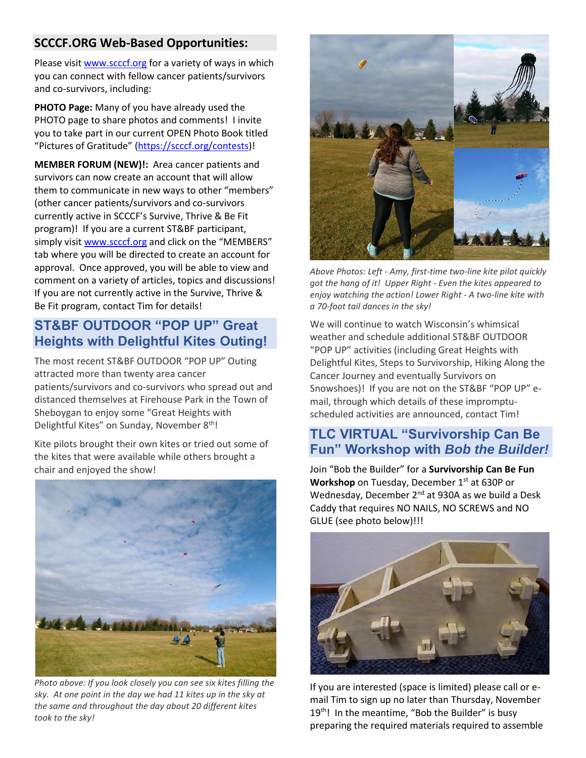## SCCCF.ORG Web-Based Opportunities:

Please visit www.scccf.org for a variety of ways in which you can connect with fellow cancer patients/survivors and co-survivors, including:

**PHOTO Page:** Many of you have already used the PHOTO page to share photos and comments! I invite you to take part in our current OPEN Photo Book titled "Pictures of Gratitude" (https://scccf.org/contests)!

**MEMBER FORUM (NEW)!:** Area cancer patients and survivors can now create an account that will allow them to communicate in new ways to other "members" (other cancer patients/survivors and co-survivors currently active in SCCCF's Survive, Thrive & Be Fit program)! If you are a current ST&BF participant, simply visit www.scccf.org and click on the "MEMBERS" tab where you will be directed to create an account for approval. Once approved, you will be able to view and comment on a variety of articles, topics and discussions! If you are not currently active in the Survive, Thrive & Be Fit program, contact Tim for details!

## ST&BF OUTDOOR "POP UP" Great Heights with Delightful Kites Outing!

The most recent ST&BF OUTDOOR "POP UP" Outing attracted more than twenty area cancer patients/survivors and co-survivors who spread out and distanced themselves at Firehouse Park in the Town of Sheboygan to enjoy some "Great Heights with Delightful Kites" on Sunday, November 8th!

Kite pilots brought their own kites or tried out some of the kites that were available while others brought a chair and enjoyed the show!

*Photo above: If you look closely you can see six kites filling the sky. At one point in the day we had 11 kites up in the sky at the same and throughout the day about 20 different kites took to the sky!*

*Above Photos: Left - Amy, first-time two-line kite pilot quickly got the hang of it! Upper Right - Even the kites appeared to enjoy watching the action! Lower Right - A two-line kite with a 70-foot tail dances in the sky!*

We will continue to watch Wisconsin's whimsical weather and schedule additional ST&BF OUTDOOR "POP UP" activities (including Great Heights with Delightful Kites, Steps to Survivorship, Hiking Along the Cancer Journey and eventually Survivors on Snowshoes)! If you are not on the ST&BF "POP UP" e-mail, through which details of these impromptu-scheduled activities are announced, contact Tim!

## TLC VIRTUAL "Survivorship Can Be Fun" Workshop with *Bob the Builder!*

Join "Bob the Builder" for a **Survivorship Can Be Fun Workshop** on Tuesday, December 1st at 630P or Wednesday, December 2nd at 930A as we build a Desk Caddy that requires NO NAILS, NO SCREWS and NO GLUE (see photo below)!!!

If you are interested (space is limited) please call or e-mail Tim to sign up no later than Thursday, November 19th! In the meantime, "Bob the Builder" is busy preparing the required materials required to assemble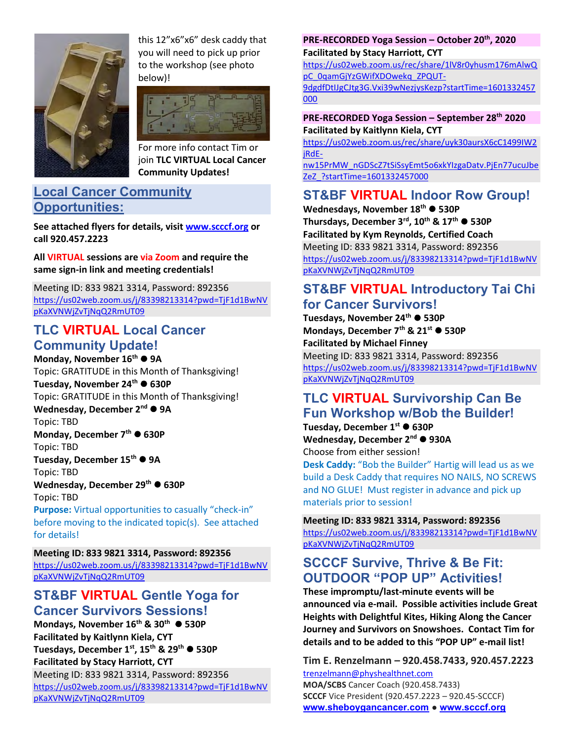this 12”x6”x6” desk caddy that you will need to pick up prior to the workshop (see photo below)!

For more info contact Tim or join **TLC VIRTUAL Local Cancer Community Updates!**

## Local Cancer Community Opportunities:

**See attached flyers for details, visit www.scccf.org or call 920.457.2223**

**All VIRTUAL sessions are via Zoom and require the same sign-in link and meeting credentials!**

Meeting ID: 833 9821 3314, Password: 892356
https://us02web.zoom.us/j/83398213314?pwd=TjF1d1BwNVpKaXVNWjZvTjNqQ2RmUT09

## TLC VIRTUAL Local Cancer Community Update!

**Monday, November 16th ● 9A**
Topic: GRATITUDE in this Month of Thanksgiving!
**Tuesday, November 24th ● 630P**
Topic: GRATITUDE in this Month of Thanksgiving!
**Wednesday, December 2nd ● 9A**
Topic: TBD
**Monday, December 7th ● 630P**
Topic: TBD
**Tuesday, December 15th ● 9A**
Topic: TBD
**Wednesday, December 29th ● 630P**
Topic: TBD
**Purpose:** Virtual opportunities to casually “check-in” before moving to the indicated topic(s). See attached for details!

**Meeting ID: 833 9821 3314, Password: 892356**
https://us02web.zoom.us/j/83398213314?pwd=TjF1d1BwNVpKaXVNWjZvTjNqQ2RmUT09

## ST&BF VIRTUAL Gentle Yoga for Cancer Survivors Sessions!

**Mondays, November 16th & 30th ● 530P**
**Facilitated by Kaitlynn Kiela, CYT**
**Tuesdays, December 1st, 15th & 29th ● 530P**
**Facilitated by Stacy Harriott, CYT**
Meeting ID: 833 9821 3314, Password: 892356
https://us02web.zoom.us/j/83398213314?pwd=TjF1d1BwNVpKaXVNWjZvTjNqQ2RmUT09

**PRE-RECORDED Yoga Session – October 20th, 2020**
**Facilitated by Stacy Harriott, CYT**
https://us02web.zoom.us/rec/share/1lV8r0yhusm176mAlwQpC_0qamGjYzGWifXDOwekq_ZPQUT-9dgdfDtIJgCJtg3G.Vxi39wNezjysKezp?startTime=1601332457000

**PRE-RECORDED Yoga Session – September 28th 2020**
**Facilitated by Kaitlynn Kiela, CYT**
https://us02web.zoom.us/rec/share/uyk30aursX6cC1499IW2jRdE-nw15PrMW_nGDScZ7tSiSsyEmt5o6xkYIzgaDatv.PjEn77ucuJbeZeZ_?startTime=1601332457000

## ST&BF VIRTUAL Indoor Row Group!

**Wednesdays, November 18th ● 530P**
**Thursdays, December 3rd, 10th & 17th ● 530P**
**Facilitated by Kym Reynolds, Certified Coach**
Meeting ID: 833 9821 3314, Password: 892356
https://us02web.zoom.us/j/83398213314?pwd=TjF1d1BwNVpKaXVNWjZvTjNqQ2RmUT09

## ST&BF VIRTUAL Introductory Tai Chi for Cancer Survivors!

**Tuesdays, November 24th ● 530P**
**Mondays, December 7th & 21st ● 530P**
**Facilitated by Michael Finney**
Meeting ID: 833 9821 3314, Password: 892356
https://us02web.zoom.us/j/83398213314?pwd=TjF1d1BwNVpKaXVNWjZvTjNqQ2RmUT09

## TLC VIRTUAL Survivorship Can Be Fun Workshop w/Bob the Builder!

**Tuesday, December 1st ● 630P**
**Wednesday, December 2nd ● 930A**
Choose from either session!
**Desk Caddy:** “Bob the Builder” Hartig will lead us as we build a Desk Caddy that requires NO NAILS, NO SCREWS and NO GLUE! Must register in advance and pick up materials prior to session!

**Meeting ID: 833 9821 3314, Password: 892356**
https://us02web.zoom.us/j/83398213314?pwd=TjF1d1BwNVpKaXVNWjZvTjNqQ2RmUT09

## SCCCF Survive, Thrive & Be Fit: OUTDOOR “POP UP” Activities!

**These impromptu/last-minute events will be announced via e-mail. Possible activities include Great Heights with Delightful Kites, Hiking Along the Cancer Journey and Survivors on Snowshoes. Contact Tim for details and to be added to this “POP UP” e-mail list!**

**Tim E. Renzelmann – 920.458.7433, 920.457.2223**
trenzelmann@physhealthnet.com
**MOA/SCBS** Cancer Coach (920.458.7433)
**SCCCF** Vice President (920.457.2223 – 920.45-SCCCF)
**www.sheboygancancer.com ● www.scccf.org**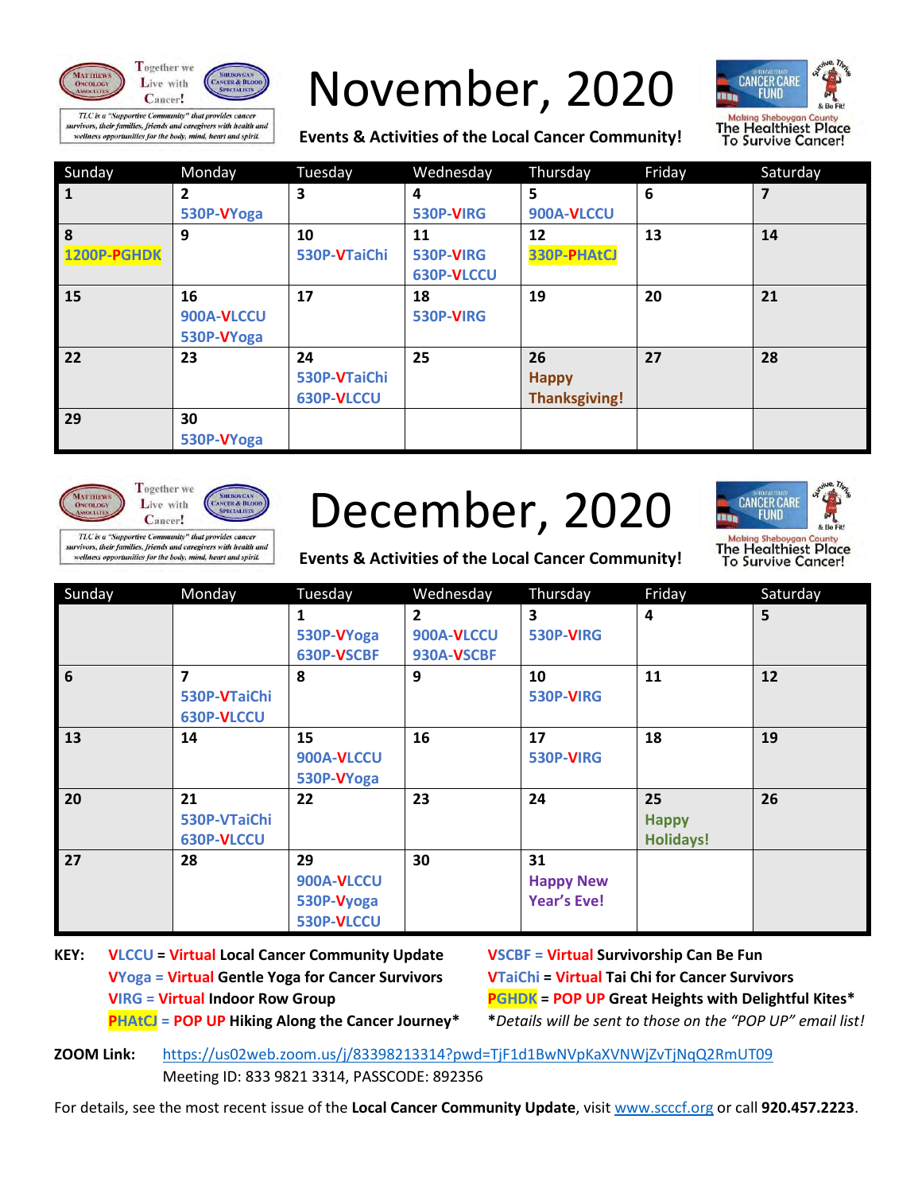Together we Live with Cancer!

TLC is a "Supportive Community" that provides cancer survivors, their families, friends and caregivers with health and wellness opportunities for the body, mind, heart and spirit.

# November, 2020

**Events & Activities of the Local Cancer Community!**

Making Sheboygan County The Healthiest Place To Survive Cancer!

| Sunday | Monday | Tuesday | Wednesday | Thursday | Friday | Saturday |
|---|---|---|---|---|---|---|
| **1** | **2** 530P-VYoga | **3** | **4** 530P-VIRG | **5** 900A-VLCCU | **6** | **7** |
| **8** 1200P-PGHDK | **9** | **10** 530P-VTaiChi | **11** 530P-VIRG 630P-VLCCU | **12** 330P-PHAtCJ | **13** | **14** |
| **15** | **16** 900A-VLCCU 530P-VYoga | **17** | **18** 530P-VIRG | **19** | **20** | **21** |
| **22** | **23** | **24** 530P-VTaiChi 630P-VLCCU | **25** | **26** Happy Thanksgiving! | **27** | **28** |
| **29** | **30** 530P-VYoga | | | | | |

Together we Live with Cancer!

TLC is a "Supportive Community" that provides cancer survivors, their families, friends and caregivers with health and wellness opportunities for the body, mind, heart and spirit.

# December, 2020

**Events & Activities of the Local Cancer Community!**

Making Sheboygan County The Healthiest Place To Survive Cancer!

| Sunday | Monday | Tuesday | Wednesday | Thursday | Friday | Saturday |
|---|---|---|---|---|---|---|
| | | **1** 530P-VYoga 630P-VSCBF | **2** 900A-VLCCU 930A-VSCBF | **3** 530P-VIRG | **4** | **5** |
| **6** | **7** 530P-VTaiChi 630P-VLCCU | **8** | **9** | **10** 530P-VIRG | **11** | **12** |
| **13** | **14** | **15** 900A-VLCCU 530P-VYoga | **16** | **17** 530P-VIRG | **18** | **19** |
| **20** | **21** 530P-VTaiChi 630P-VLCCU | **22** | **23** | **24** | **25** Happy Holidays! | **26** |
| **27** | **28** | **29** 900A-VLCCU 530P-Vyoga 530P-VLCCU | **30** | **31** Happy New Year's Eve! | | |

**KEY:**
- VLCCU = Virtual **Local Cancer Community Update**
- VYoga = Virtual **Gentle Yoga for Cancer Survivors**
- VIRG = Virtual **Indoor Row Group**
- PHAtCJ = POP UP **Hiking Along the Cancer Journey***
- VSCBF = Virtual **Survivorship Can Be Fun**
- VTaiChi = Virtual **Tai Chi for Cancer Survivors**
- PGHDK = POP UP **Great Heights with Delightful Kites***
- **Details will be sent to those on the "POP UP" email list!*

**ZOOM Link:** https://us02web.zoom.us/j/83398213314?pwd=TjF1d1BwNVpKaXVNWjZvTjNqQ2RmUT09
Meeting ID: 833 9821 3314, PASSCODE: 892356

For details, see the most recent issue of the **Local Cancer Community Update**, visit www.scccf.org or call **920.457.2223**.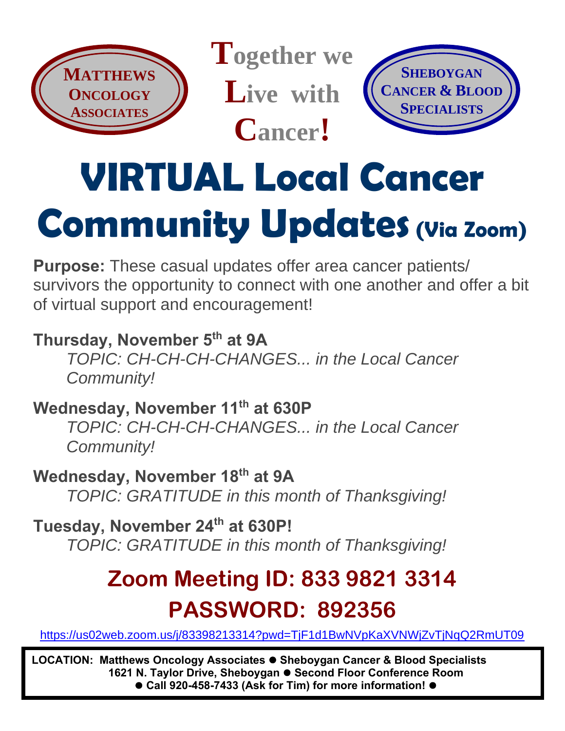**MATTHEWS ONCOLOGY ASSOCIATES**

**Together we Live with Cancer!**

**SHEBOYGAN CANCER & BLOOD SPECIALISTS**

# VIRTUAL Local Cancer Community Updates (Via Zoom)

**Purpose:** These casual updates offer area cancer patients/ survivors the opportunity to connect with one another and offer a bit of virtual support and encouragement!

**Thursday, November 5th at 9A**
*TOPIC: CH-CH-CH-CHANGES... in the Local Cancer Community!*

**Wednesday, November 11th at 630P**
*TOPIC: CH-CH-CH-CHANGES... in the Local Cancer Community!*

**Wednesday, November 18th at 9A**
*TOPIC: GRATITUDE in this month of Thanksgiving!*

**Tuesday, November 24th at 630P!**
*TOPIC: GRATITUDE in this month of Thanksgiving!*

## Zoom Meeting ID: 833 9821 3314
## PASSWORD: 892356

https://us02web.zoom.us/j/83398213314?pwd=TjF1d1BwNVpKaXVNWjZvTjNqQ2RmUT09

**LOCATION: Matthews Oncology Associates ● Sheboygan Cancer & Blood Specialists 1621 N. Taylor Drive, Sheboygan ● Second Floor Conference Room ● Call 920-458-7433 (Ask for Tim) for more information! ●**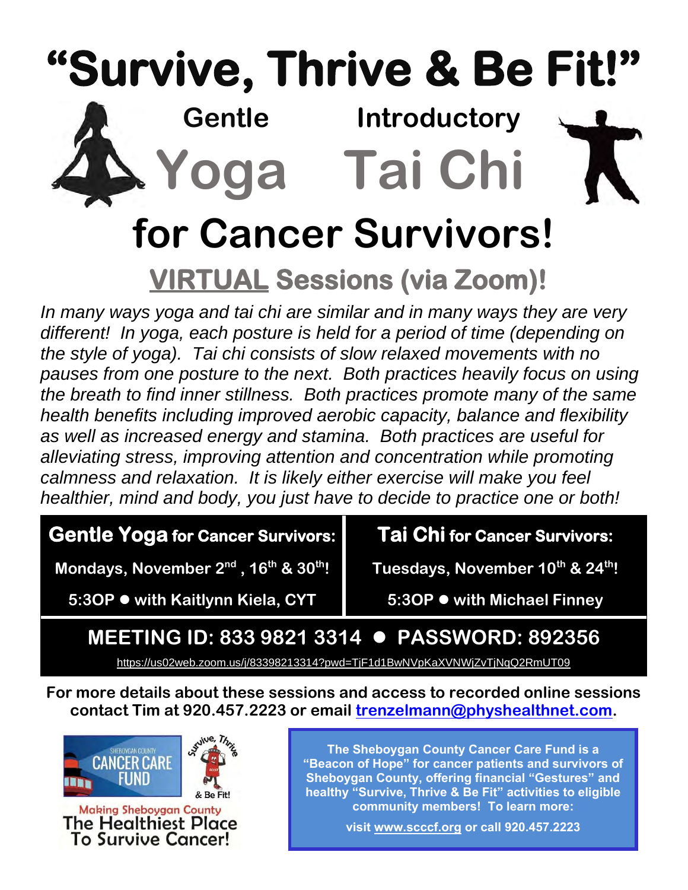# "Survive, Thrive & Be Fit!"

## Gentle Yoga Introductory Tai Chi

# for Cancer Survivors!

## VIRTUAL Sessions (via Zoom)!

*In many ways yoga and tai chi are similar and in many ways they are very different! In yoga, each posture is held for a period of time (depending on the style of yoga). Tai chi consists of slow relaxed movements with no pauses from one posture to the next. Both practices heavily focus on using the breath to find inner stillness. Both practices promote many of the same health benefits including improved aerobic capacity, balance and flexibility as well as increased energy and stamina. Both practices are useful for alleviating stress, improving attention and concentration while promoting calmness and relaxation. It is likely either exercise will make you feel healthier, mind and body, you just have to decide to practice one or both!*

| **Gentle Yoga for Cancer Survivors:** | **Tai Chi for Cancer Survivors:** |
|---|---|
| **Mondays, November 2nd , 16th & 30th!** | **Tuesdays, November 10th & 24th!** |
| **5:3OP ● with Kaitlynn Kiela, CYT** | **5:3OP ● with Michael Finney** |

**MEETING ID: 833 9821 3314 ● PASSWORD: 892356**

https://us02web.zoom.us/j/83398213314?pwd=TjF1d1BwNVpKaXVNWjZvTjNqQ2RmUT09

**For more details about these sessions and access to recorded online sessions contact Tim at 920.457.2223 or email trenzelmann@physhealthnet.com.**

SHEBOYGAN COUNTY CANCER CARE FUND

Survive, Thrive & Be Fit!

Making Sheboygan County
The Healthiest Place
To Survive Cancer!

**The Sheboygan County Cancer Care Fund is a "Beacon of Hope" for cancer patients and survivors of Sheboygan County, offering financial "Gestures" and healthy "Survive, Thrive & Be Fit" activities to eligible community members! To learn more:**

**visit www.scccf.org or call 920.457.2223**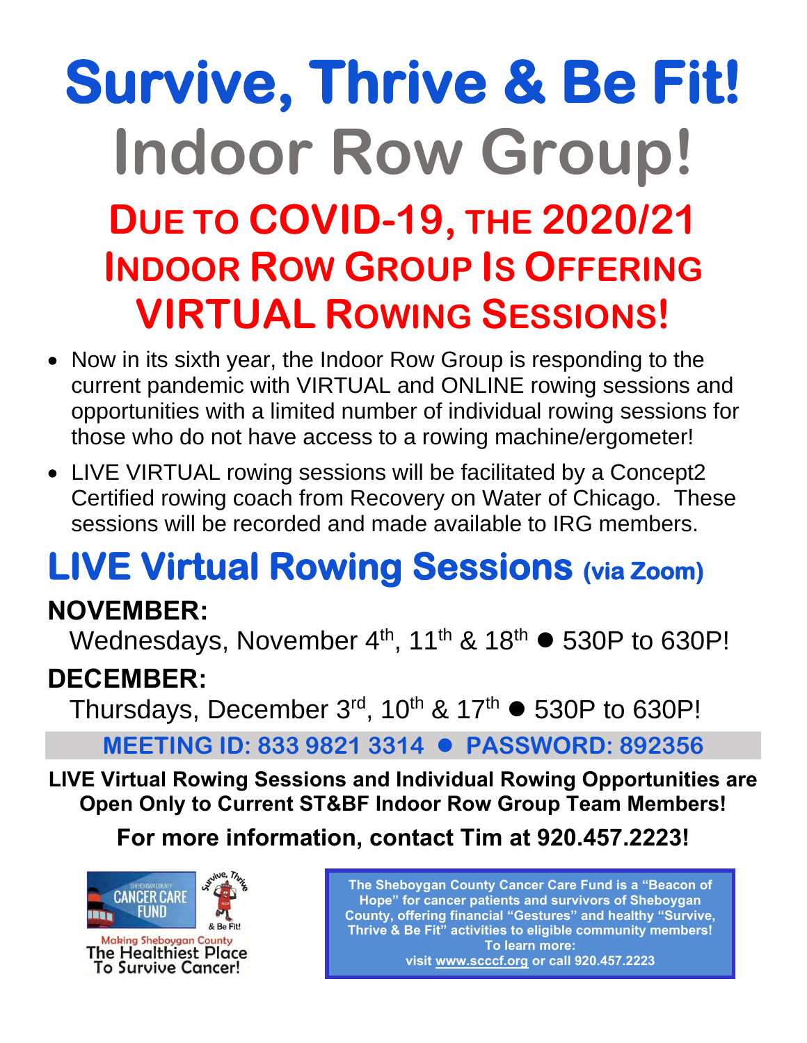# Survive, Thrive & Be Fit!

# Indoor Row Group!

## DUE TO COVID-19, THE 2020/21 INDOOR ROW GROUP IS OFFERING VIRTUAL ROWING SESSIONS!

- Now in its sixth year, the Indoor Row Group is responding to the current pandemic with VIRTUAL and ONLINE rowing sessions and opportunities with a limited number of individual rowing sessions for those who do not have access to a rowing machine/ergometer!
- LIVE VIRTUAL rowing sessions will be facilitated by a Concept2 Certified rowing coach from Recovery on Water of Chicago. These sessions will be recorded and made available to IRG members.

## LIVE Virtual Rowing Sessions (via Zoom)

### NOVEMBER:

Wednesdays, November 4th, 11th & 18th ● 530P to 630P!

### DECEMBER:

Thursdays, December 3rd, 10th & 17th ● 530P to 630P!

**MEETING ID: 833 9821 3314 ● PASSWORD: 892356**

**LIVE Virtual Rowing Sessions and Individual Rowing Opportunities are Open Only to Current ST&BF Indoor Row Group Team Members!**

**For more information, contact Tim at 920.457.2223!**

Sheboygan County Cancer Care Fund — Survive, Thrive & Be Fit!

Making Sheboygan County The Healthiest Place To Survive Cancer!

**The Sheboygan County Cancer Care Fund is a "Beacon of Hope" for cancer patients and survivors of Sheboygan County, offering financial "Gestures" and healthy "Survive, Thrive & Be Fit" activities to eligible community members! To learn more: visit www.scccf.org or call 920.457.2223**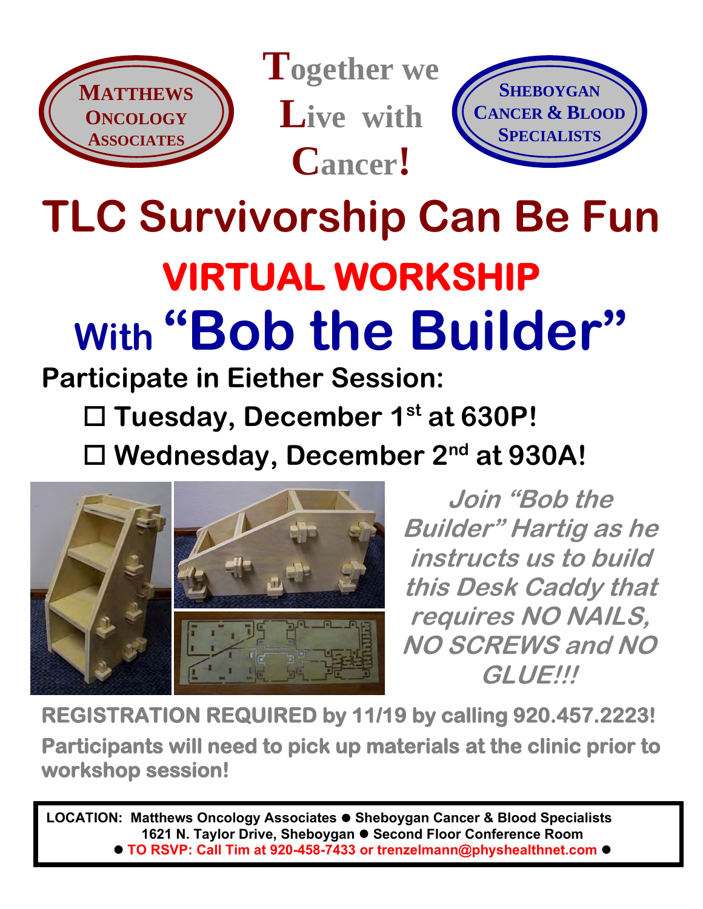**MATTHEWS ONCOLOGY ASSOCIATES**

**Together we Live with Cancer!**

**SHEBOYGAN CANCER & BLOOD SPECIALISTS**

# TLC Survivorship Can Be Fun

## VIRTUAL WORKSHOP

## With "Bob the Builder"

**Participate in Eiether Session:**

- ☐ **Tuesday, December 1st at 630P!**
- ☐ **Wednesday, December 2nd at 930A!**

***Join "Bob the Builder" Hartig as he instructs us to build this Desk Caddy that requires NO NAILS, NO SCREWS and NO GLUE!!!***

**REGISTRATION REQUIRED by 11/19 by calling 920.457.2223!**

**Participants will need to pick up materials at the clinic prior to workshop session!**

**LOCATION: Matthews Oncology Associates ● Sheboygan Cancer & Blood Specialists**
**1621 N. Taylor Drive, Sheboygan ● Second Floor Conference Room**
**● TO RSVP: Call Tim at 920-458-7433 or trenzelmann@physhealthnet.com ●**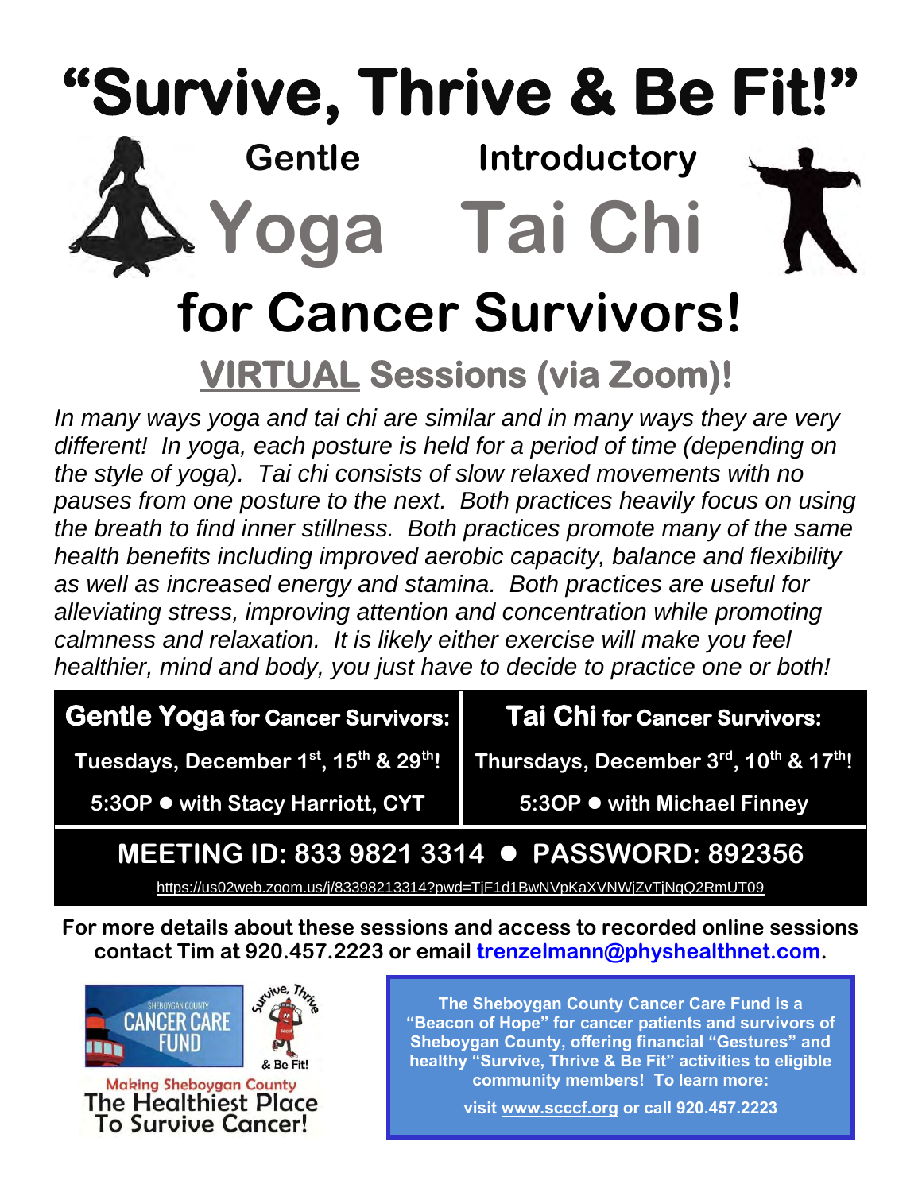# "Survive, Thrive & Be Fit!"

## Gentle Yoga — Introductory Tai Chi

# for Cancer Survivors!

## VIRTUAL Sessions (via Zoom)!

*In many ways yoga and tai chi are similar and in many ways they are very different! In yoga, each posture is held for a period of time (depending on the style of yoga). Tai chi consists of slow relaxed movements with no pauses from one posture to the next. Both practices heavily focus on using the breath to find inner stillness. Both practices promote many of the same health benefits including improved aerobic capacity, balance and flexibility as well as increased energy and stamina. Both practices are useful for alleviating stress, improving attention and concentration while promoting calmness and relaxation. It is likely either exercise will make you feel healthier, mind and body, you just have to decide to practice one or both!*

| **Gentle Yoga for Cancer Survivors:** | **Tai Chi for Cancer Survivors:** |
|---|---|
| Tuesdays, December 1st, 15th & 29th! | Thursdays, December 3rd, 10th & 17th! |
| 5:3OP ● with Stacy Harriott, CYT | 5:3OP ● with Michael Finney |

**MEETING ID: 833 9821 3314 ● PASSWORD: 892356**

https://us02web.zoom.us/j/83398213314?pwd=TjF1d1BwNVpKaXVNWjZvTjNqQ2RmUT09

**For more details about these sessions and access to recorded online sessions contact Tim at 920.457.2223 or email trenzelmann@physhealthnet.com.**

Sheboygan County Cancer Care Fund — Survive, Thrive & Be Fit!

Making Sheboygan County The Healthiest Place To Survive Cancer!

**The Sheboygan County Cancer Care Fund is a "Beacon of Hope" for cancer patients and survivors of Sheboygan County, offering financial "Gestures" and healthy "Survive, Thrive & Be Fit" activities to eligible community members! To learn more:**

**visit www.scccf.org or call 920.457.2223**